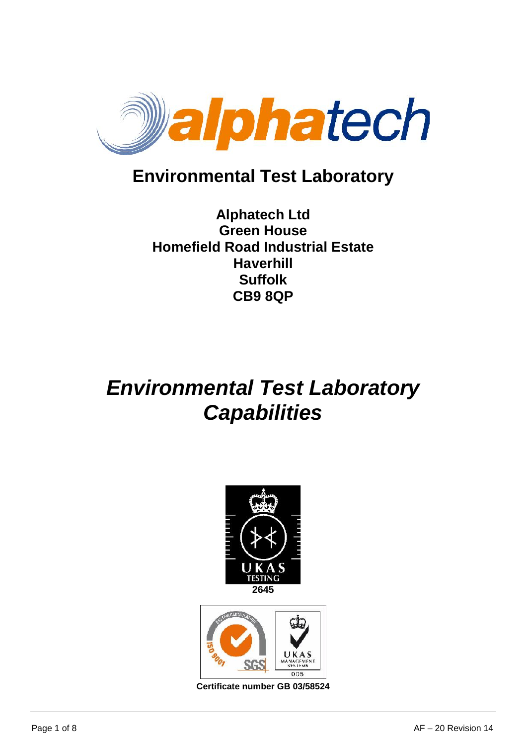# Environmental Test Laboratory

**Alphatech Ltd**
**Green House**
**Homefield Road Industrial Estate**
**Haverhill**
**Suffolk**
**CB9 8QP**

# *Environmental Test Laboratory Capabilities*

**2645**

**Certificate number GB 03/58524**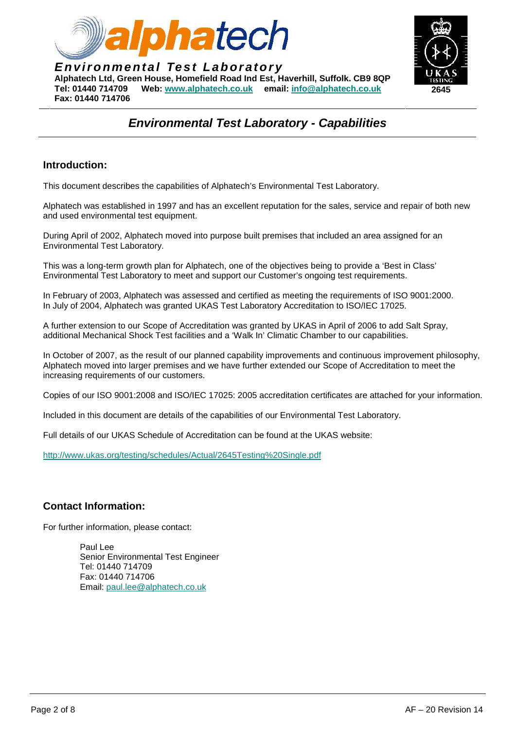## Environmental Test Laboratory - Capabilities

### Introduction:

This document describes the capabilities of Alphatech's Environmental Test Laboratory.

Alphatech was established in 1997 and has an excellent reputation for the sales, service and repair of both new and used environmental test equipment.

During April of 2002, Alphatech moved into purpose built premises that included an area assigned for an Environmental Test Laboratory.

This was a long-term growth plan for Alphatech, one of the objectives being to provide a 'Best in Class' Environmental Test Laboratory to meet and support our Customer's ongoing test requirements.

In February of 2003, Alphatech was assessed and certified as meeting the requirements of ISO 9001:2000.
In July of 2004, Alphatech was granted UKAS Test Laboratory Accreditation to ISO/IEC 17025.

A further extension to our Scope of Accreditation was granted by UKAS in April of 2006 to add Salt Spray, additional Mechanical Shock Test facilities and a 'Walk In' Climatic Chamber to our capabilities.

In October of 2007, as the result of our planned capability improvements and continuous improvement philosophy, Alphatech moved into larger premises and we have further extended our Scope of Accreditation to meet the increasing requirements of our customers.

Copies of our ISO 9001:2008 and ISO/IEC 17025: 2005 accreditation certificates are attached for your information.

Included in this document are details of the capabilities of our Environmental Test Laboratory.

Full details of our UKAS Schedule of Accreditation can be found at the UKAS website:

http://www.ukas.org/testing/schedules/Actual/2645Testing%20Single.pdf

### Contact Information:

For further information, please contact:

Paul Lee
Senior Environmental Test Engineer
Tel: 01440 714709
Fax: 01440 714706
Email: paul.lee@alphatech.co.uk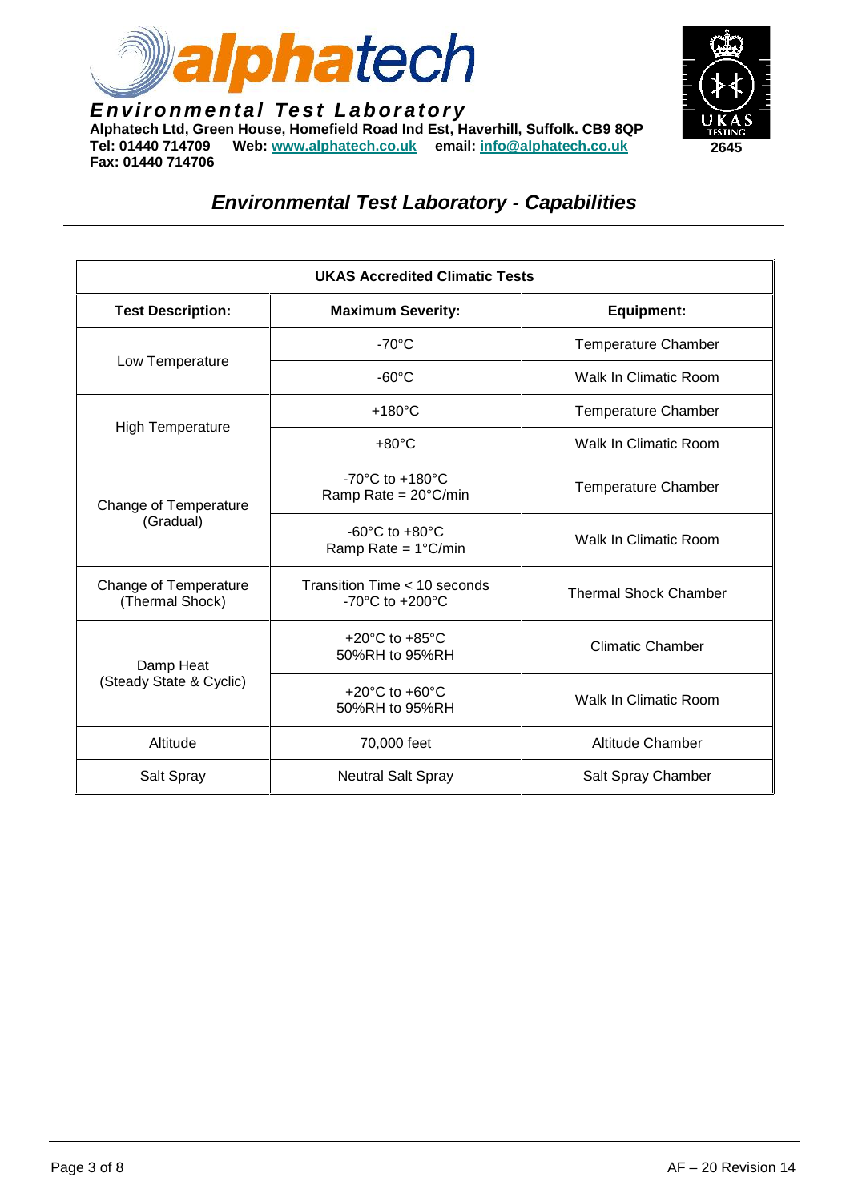**alphatech**

***Environmental Test Laboratory***

**Alphatech Ltd, Green House, Homefield Road Ind Est, Haverhill, Suffolk. CB9 8QP**
**Tel: 01440 714709 Web: www.alphatech.co.uk email: info@alphatech.co.uk**
**Fax: 01440 714706**

UKAS TESTING 2645

## *Environmental Test Laboratory - Capabilities*

| UKAS Accredited Climatic Tests | | |
|---|---|---|
| **Test Description:** | **Maximum Severity:** | **Equipment:** |
| Low Temperature | -70°C | Temperature Chamber |
| | -60°C | Walk In Climatic Room |
| High Temperature | +180°C | Temperature Chamber |
| | +80°C | Walk In Climatic Room |
| Change of Temperature (Gradual) | -70°C to +180°C Ramp Rate = 20°C/min | Temperature Chamber |
| | -60°C to +80°C Ramp Rate = 1°C/min | Walk In Climatic Room |
| Change of Temperature (Thermal Shock) | Transition Time < 10 seconds -70°C to +200°C | Thermal Shock Chamber |
| Damp Heat (Steady State & Cyclic) | +20°C to +85°C 50%RH to 95%RH | Climatic Chamber |
| | +20°C to +60°C 50%RH to 95%RH | Walk In Climatic Room |
| Altitude | 70,000 feet | Altitude Chamber |
| Salt Spray | Neutral Salt Spray | Salt Spray Chamber |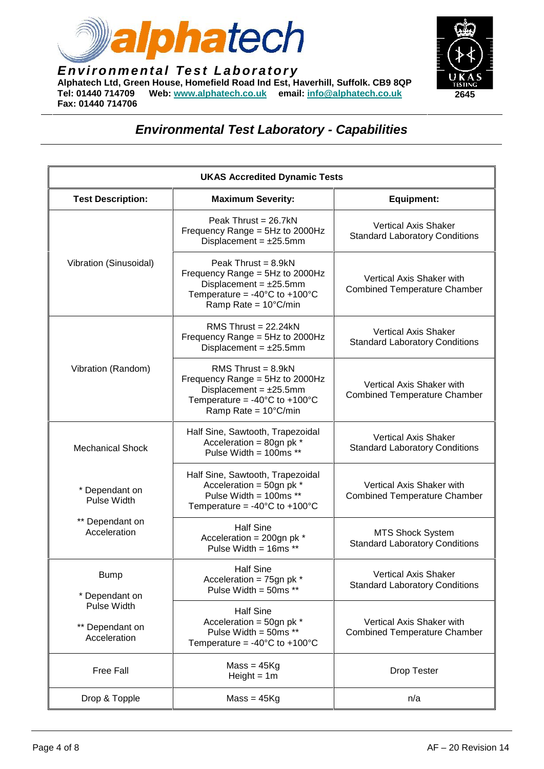**Environmental Test Laboratory**

**Alphatech Ltd, Green House, Homefield Road Ind Est, Haverhill, Suffolk. CB9 8QP**
**Tel: 01440 714709 Web: www.alphatech.co.uk email: info@alphatech.co.uk**
**Fax: 01440 714706**

UKAS TESTING 2645

# *Environmental Test Laboratory - Capabilities*

| **UKAS Accredited Dynamic Tests** | | |
|---|---|---|
| **Test Description:** | **Maximum Severity:** | **Equipment:** |
| Vibration (Sinusoidal) | Peak Thrust = 26.7kN<br>Frequency Range = 5Hz to 2000Hz<br>Displacement = ±25.5mm | Vertical Axis Shaker<br>Standard Laboratory Conditions |
| | Peak Thrust = 8.9kN<br>Frequency Range = 5Hz to 2000Hz<br>Displacement = ±25.5mm<br>Temperature = -40°C to +100°C<br>Ramp Rate = 10°C/min | Vertical Axis Shaker with<br>Combined Temperature Chamber |
| Vibration (Random) | RMS Thrust = 22.24kN<br>Frequency Range = 5Hz to 2000Hz<br>Displacement = ±25.5mm | Vertical Axis Shaker<br>Standard Laboratory Conditions |
| | RMS Thrust = 8.9kN<br>Frequency Range = 5Hz to 2000Hz<br>Displacement = ±25.5mm<br>Temperature = -40°C to +100°C<br>Ramp Rate = 10°C/min | Vertical Axis Shaker with<br>Combined Temperature Chamber |
| Mechanical Shock<br><br>* Dependant on Pulse Width<br><br>** Dependant on Acceleration | Half Sine, Sawtooth, Trapezoidal<br>Acceleration = 80gn pk *<br>Pulse Width = 100ms ** | Vertical Axis Shaker<br>Standard Laboratory Conditions |
| | Half Sine, Sawtooth, Trapezoidal<br>Acceleration = 50gn pk *<br>Pulse Width = 100ms **<br>Temperature = -40°C to +100°C | Vertical Axis Shaker with<br>Combined Temperature Chamber |
| | Half Sine<br>Acceleration = 200gn pk *<br>Pulse Width = 16ms ** | MTS Shock System<br>Standard Laboratory Conditions |
| Bump<br><br>* Dependant on Pulse Width<br><br>** Dependant on Acceleration | Half Sine<br>Acceleration = 75gn pk *<br>Pulse Width = 50ms ** | Vertical Axis Shaker<br>Standard Laboratory Conditions |
| | Half Sine<br>Acceleration = 50gn pk *<br>Pulse Width = 50ms **<br>Temperature = -40°C to +100°C | Vertical Axis Shaker with<br>Combined Temperature Chamber |
| Free Fall | Mass = 45Kg<br>Height = 1m | Drop Tester |
| Drop & Topple | Mass = 45Kg | n/a |

AF – 20 Revision 14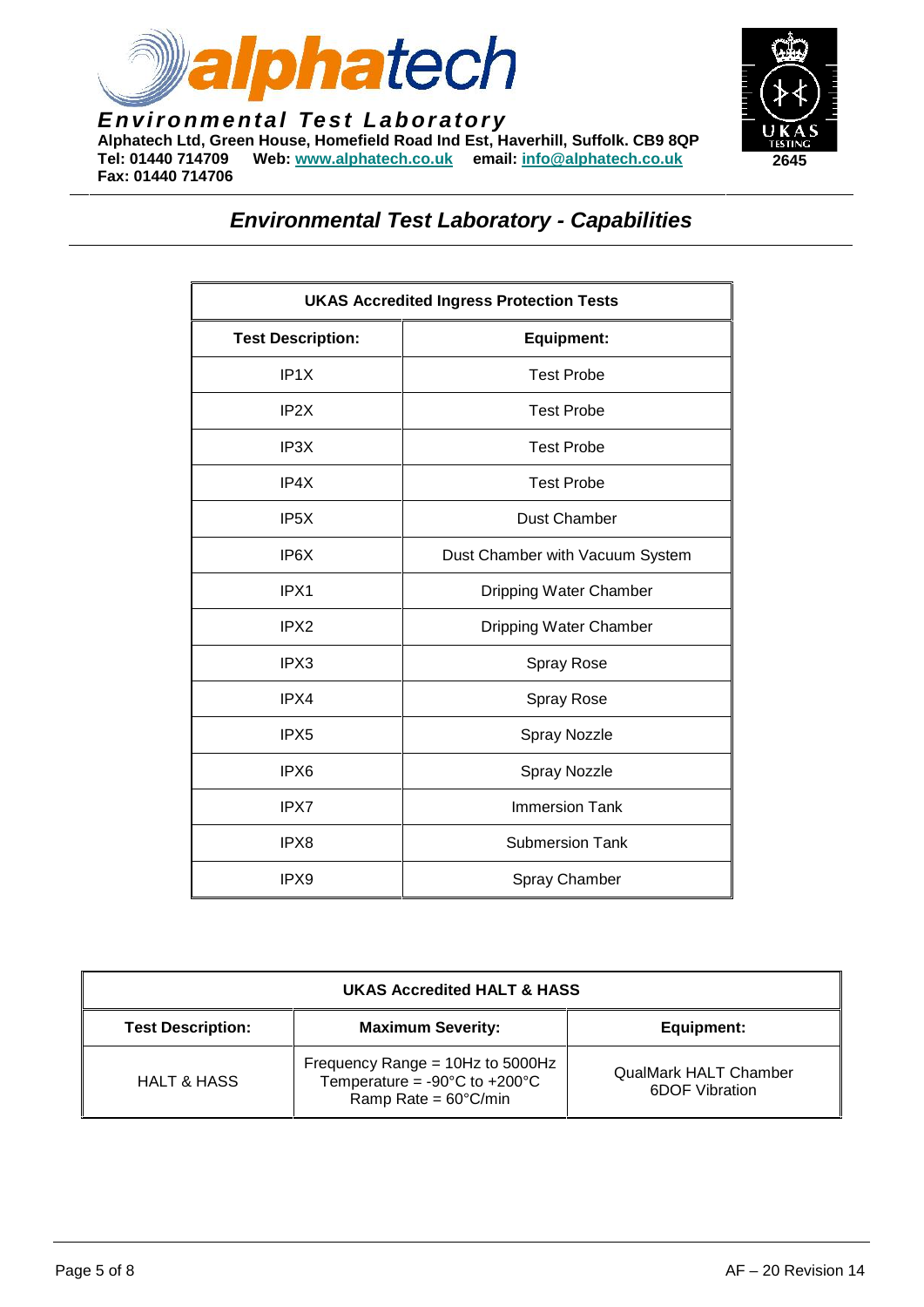**Environmental Test Laboratory**
**Alphatech Ltd, Green House, Homefield Road Ind Est, Haverhill, Suffolk. CB9 8QP**
**Tel: 01440 714709 Web: www.alphatech.co.uk email: info@alphatech.co.uk**
**Fax: 01440 714706**

2645

## *Environmental Test Laboratory - Capabilities*

| UKAS Accredited Ingress Protection Tests | |
|---|---|
| **Test Description:** | **Equipment:** |
| IP1X | Test Probe |
| IP2X | Test Probe |
| IP3X | Test Probe |
| IP4X | Test Probe |
| IP5X | Dust Chamber |
| IP6X | Dust Chamber with Vacuum System |
| IPX1 | Dripping Water Chamber |
| IPX2 | Dripping Water Chamber |
| IPX3 | Spray Rose |
| IPX4 | Spray Rose |
| IPX5 | Spray Nozzle |
| IPX6 | Spray Nozzle |
| IPX7 | Immersion Tank |
| IPX8 | Submersion Tank |
| IPX9 | Spray Chamber |

| UKAS Accredited HALT & HASS | | |
|---|---|---|
| **Test Description:** | **Maximum Severity:** | **Equipment:** |
| HALT & HASS | Frequency Range = 10Hz to 5000Hz<br>Temperature = -90°C to +200°C<br>Ramp Rate = 60°C/min | QualMark HALT Chamber<br>6DOF Vibration |

AF – 20 Revision 14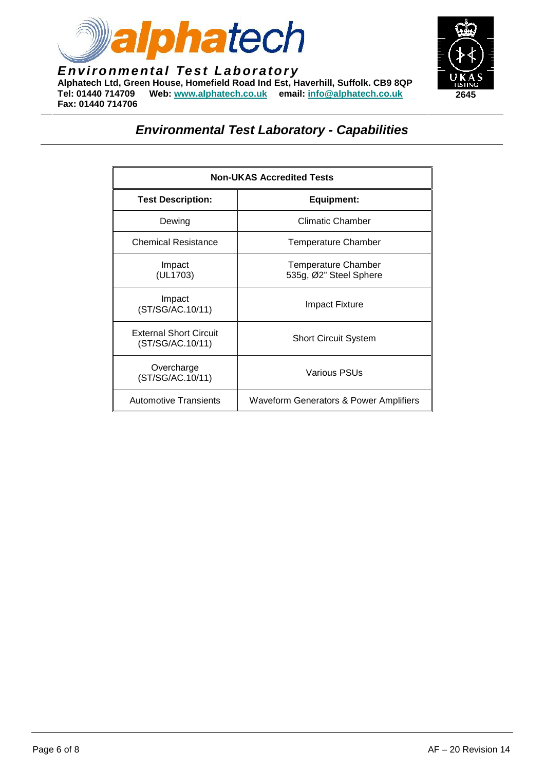# alphatech

***Environmental Test Laboratory***

**Alphatech Ltd, Green House, Homefield Road Ind Est, Haverhill, Suffolk. CB9 8QP**
**Tel: 01440 714709 Web: www.alphatech.co.uk email: info@alphatech.co.uk**
**Fax: 01440 714706**

UKAS TESTING 2645

## *Environmental Test Laboratory - Capabilities*

| Non-UKAS Accredited Tests | |
|---|---|
| **Test Description:** | **Equipment:** |
| Dewing | Climatic Chamber |
| Chemical Resistance | Temperature Chamber |
| Impact (UL1703) | Temperature Chamber 535g, Ø2" Steel Sphere |
| Impact (ST/SG/AC.10/11) | Impact Fixture |
| External Short Circuit (ST/SG/AC.10/11) | Short Circuit System |
| Overcharge (ST/SG/AC.10/11) | Various PSUs |
| Automotive Transients | Waveform Generators & Power Amplifiers |

AF – 20 Revision 14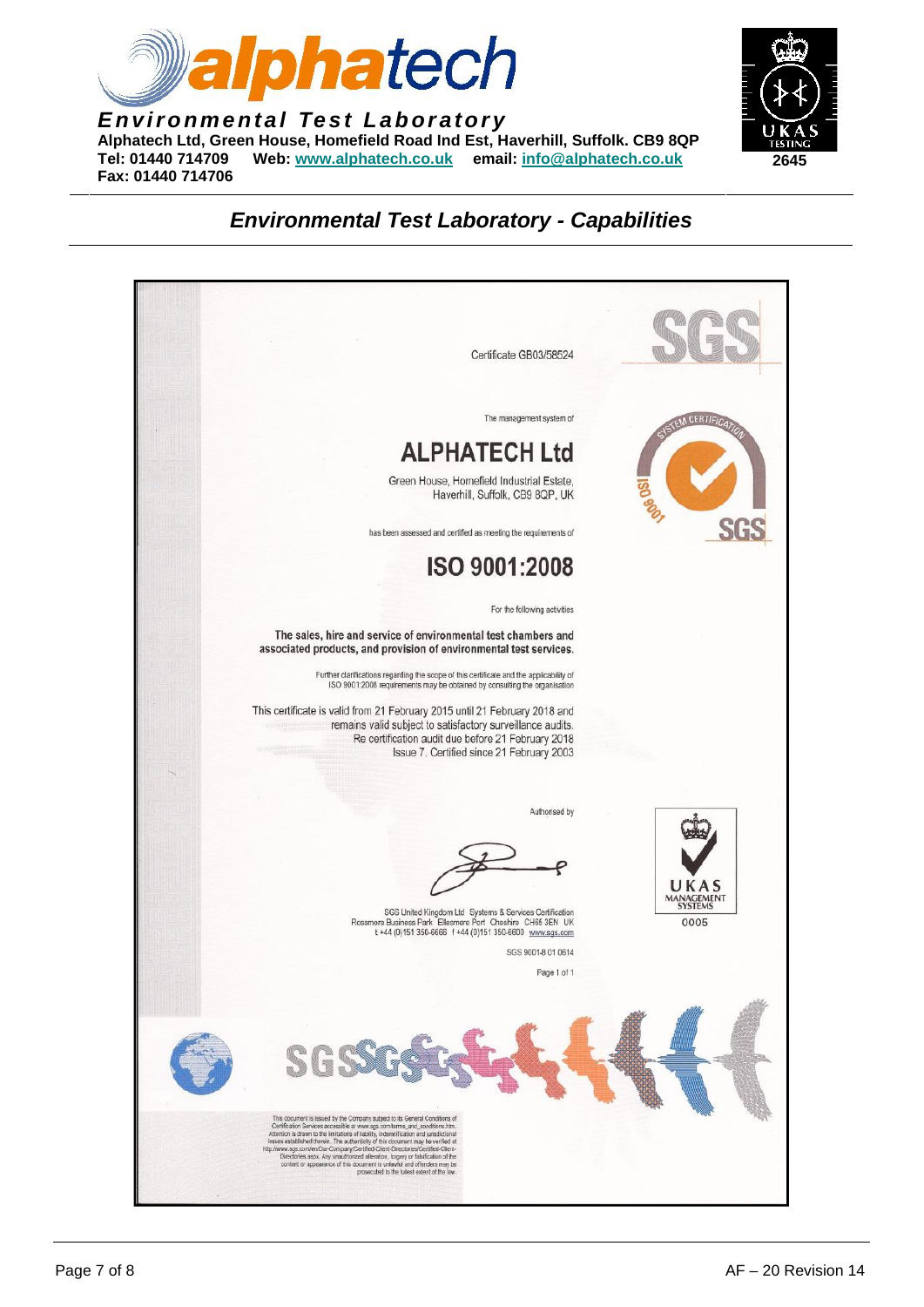# alphatech

***Environmental Test Laboratory***

**Alphatech Ltd, Green House, Homefield Road Ind Est, Haverhill, Suffolk. CB9 8QP**
**Tel: 01440 714709 Web: www.alphatech.co.uk email: info@alphatech.co.uk**
**Fax: 01440 714706**

UKAS TESTING 2645

## *Environmental Test Laboratory - Capabilities*

SGS

Certificate GB03/58524

The management system of

# ALPHATECH Ltd

Green House, Homefield Industrial Estate,
Haverhill, Suffolk, CB9 8QP, UK

has been assessed and certified as meeting the requirements of

# ISO 9001:2008

For the following activities

**The sales, hire and service of environmental test chambers and associated products, and provision of environmental test services.**

Further clarifications regarding the scope of this certificate and the applicability of ISO 9001:2008 requirements may be obtained by consulting the organisation

This certificate is valid from 21 February 2015 until 21 February 2018 and remains valid subject to satisfactory surveillance audits.
Re certification audit due before 21 February 2018
Issue 7. Certified since 21 February 2003

Authorised by

SGS United Kingdom Ltd Systems & Services Certification
Rossmore Business Park Ellesmere Port Cheshire CH65 3EN UK
t +44 (0)151 350-6666 f +44 (0)151 350-6600 www.sgs.com

SGS 9001-8 01 0614

Page 1 of 1

UKAS MANAGEMENT SYSTEMS 0005

This document is issued by the Company subject to its General Conditions of Certification Services accessible at www.sgs.com/terms_and_conditions.htm. Attention is drawn to the limitations of liability, indemnification and jurisdictional issues established therein. The authenticity of this document may be verified at http://www.sgs.com/en/Our-Company/Certified-Client-Directories/Certified-Client-Directories.aspx. Any unauthorized alteration, forgery or falsification of the content or appearance of this document is unlawful and offenders may be prosecuted to the fullest extent of the law.

AF – 20 Revision 14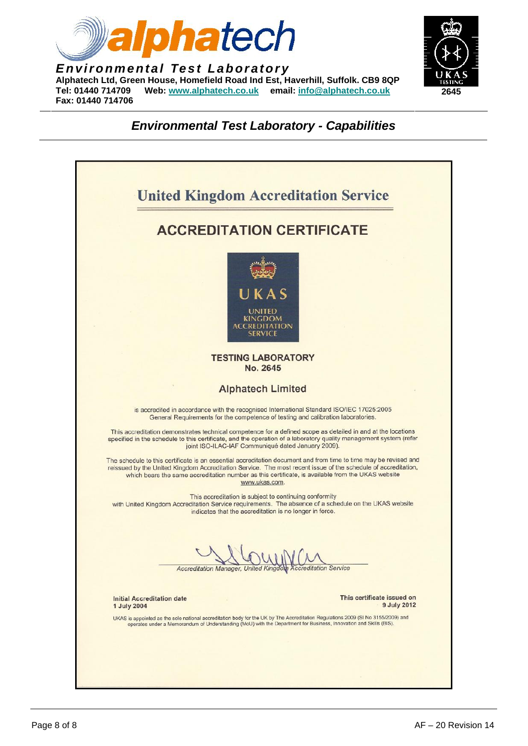**alphatech**

***Environmental Test Laboratory***

**Alphatech Ltd, Green House, Homefield Road Ind Est, Haverhill, Suffolk. CB9 8QP**
**Tel: 01440 714709 Web: www.alphatech.co.uk email: info@alphatech.co.uk**
**Fax: 01440 714706**

UKAS TESTING 2645

## *Environmental Test Laboratory - Capabilities*

# United Kingdom Accreditation Service

## ACCREDITATION CERTIFICATE

UKAS
UNITED KINGDOM ACCREDITATION SERVICE

**TESTING LABORATORY**
**No. 2645**

### Alphatech Limited

is accredited in accordance with the recognised International Standard ISO/IEC 17025:2005 General Requirements for the competence of testing and calibration laboratories.

This accreditation demonstrates technical competence for a defined scope as detailed in and at the locations specified in the schedule to this certificate, and the operation of a laboratory quality management system (refer joint ISO-ILAC-IAF Communiqué dated January 2009).

The schedule to this certificate is an essential accreditation document and from time to time may be revised and reissued by the United Kingdom Accreditation Service. The most recent issue of the schedule of accreditation, which bears the same accreditation number as this certificate, is available from the UKAS website www.ukas.com.

This accreditation is subject to continuing conformity with United Kingdom Accreditation Service requirements. The absence of a schedule on the UKAS website indicates that the accreditation is no longer in force.

*Accreditation Manager, United Kingdom Accreditation Service*

**Initial Accreditation date**
**1 July 2004**

**This certificate issued on**
**9 July 2012**

UKAS is appointed as the sole national accreditation body for the UK by The Accreditation Regulations 2009 (SI No 3155/2009) and operates under a Memorandum of Understanding (MoU) with the Department for Business, Innovation and Skills (BIS).

AF – 20 Revision 14